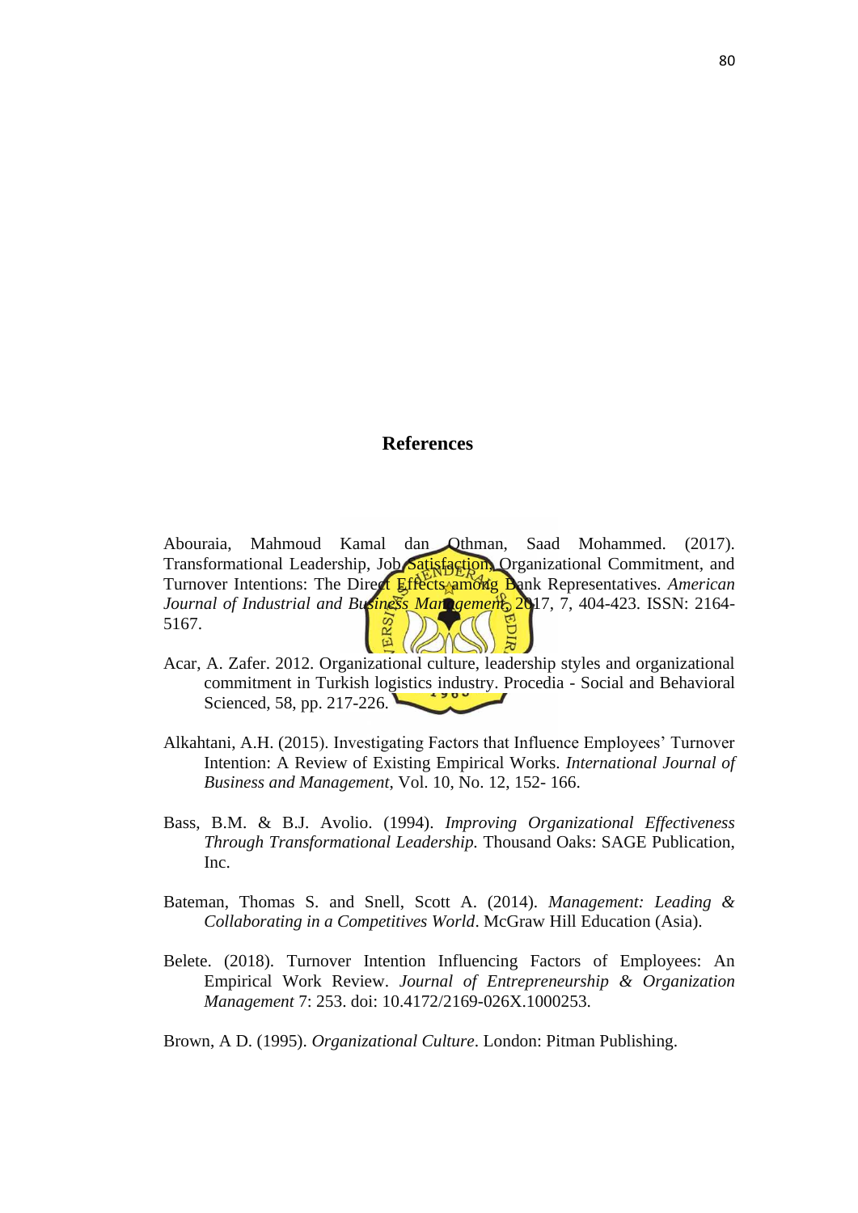# References

Abouraia, Mahmoud Kamal dan Othman, Saad Mohammed. (2017). Transformational Leadership, Job Satisfaction, Organizational Commitment, and Turnover Intentions: The Direct Effects among Bank Representatives. *American Journal of Industrial and Business Management*, 2017, 7, 404-423. ISSN: 2164-5167.

Acar, A. Zafer. 2012. Organizational culture, leadership styles and organizational commitment in Turkish logistics industry. Procedia - Social and Behavioral Scienced, 58, pp. 217-226.

Alkahtani, A.H. (2015). Investigating Factors that Influence Employees' Turnover Intention: A Review of Existing Empirical Works. *International Journal of Business and Management*, Vol. 10, No. 12, 152- 166.

Bass, B.M. & B.J. Avolio. (1994). *Improving Organizational Effectiveness Through Transformational Leadership.* Thousand Oaks: SAGE Publication, Inc.

Bateman, Thomas S. and Snell, Scott A. (2014). *Management: Leading & Collaborating in a Competitives World*. McGraw Hill Education (Asia).

Belete. (2018). Turnover Intention Influencing Factors of Employees: An Empirical Work Review. *Journal of Entrepreneurship & Organization Management* 7: 253. doi: 10.4172/2169-026X.1000253.

Brown, A D. (1995). *Organizational Culture*. London: Pitman Publishing.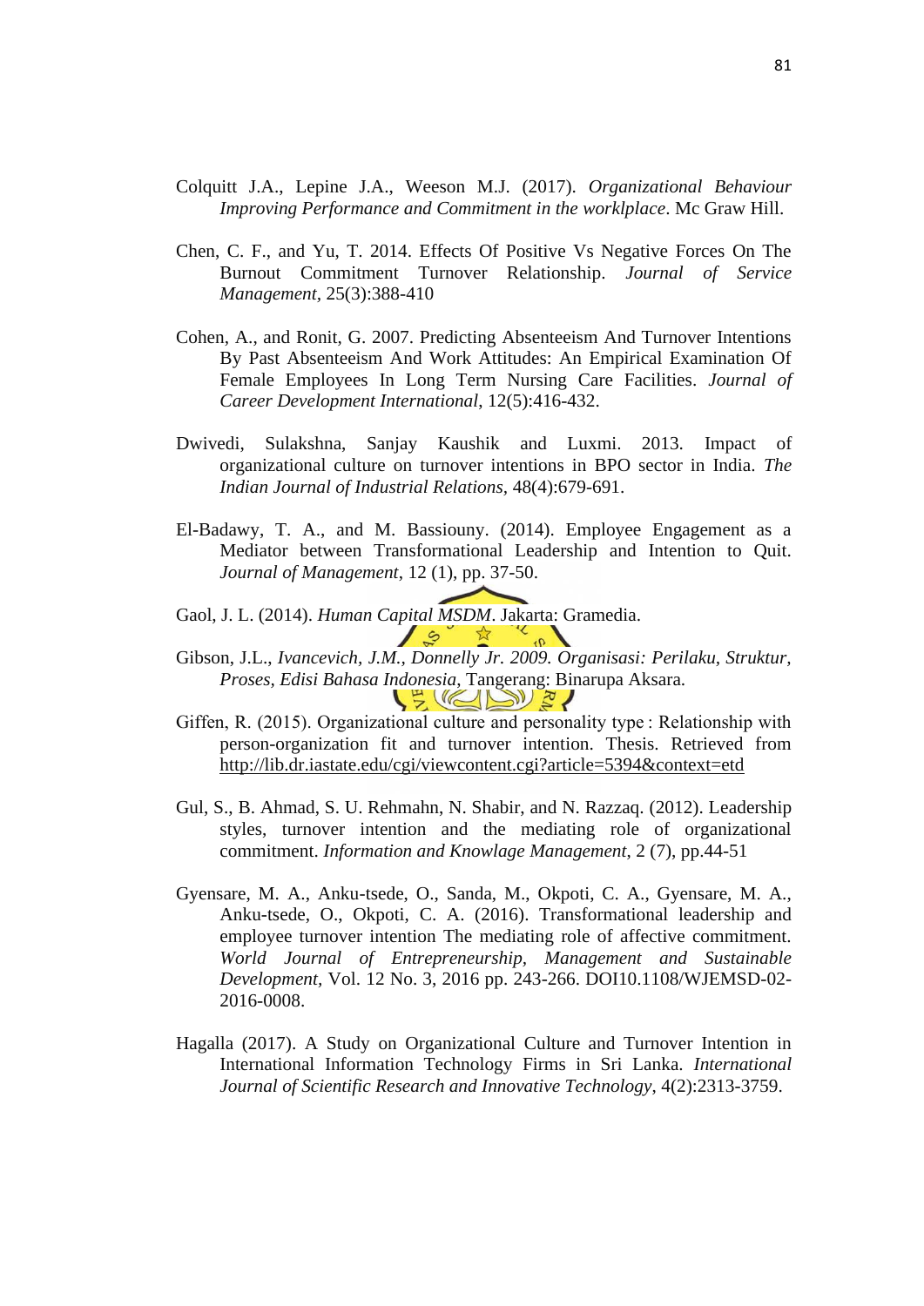Colquitt J.A., Lepine J.A., Weeson M.J. (2017). *Organizational Behaviour Improving Performance and Commitment in the worklplace*. Mc Graw Hill.

Chen, C. F., and Yu, T. 2014. Effects Of Positive Vs Negative Forces On The Burnout Commitment Turnover Relationship. *Journal of Service Management*, 25(3):388-410

Cohen, A., and Ronit, G. 2007. Predicting Absenteeism And Turnover Intentions By Past Absenteeism And Work Attitudes: An Empirical Examination Of Female Employees In Long Term Nursing Care Facilities. *Journal of Career Development International*, 12(5):416-432.

Dwivedi, Sulakshna, Sanjay Kaushik and Luxmi. 2013. Impact of organizational culture on turnover intentions in BPO sector in India. *The Indian Journal of Industrial Relations*, 48(4):679-691.

El-Badawy, T. A., and M. Bassiouny. (2014). Employee Engagement as a Mediator between Transformational Leadership and Intention to Quit. *Journal of Management*, 12 (1), pp. 37-50.

Gaol, J. L. (2014). *Human Capital MSDM*. Jakarta: Gramedia.

Gibson, J.L., *Ivancevich, J.M., Donnelly Jr. 2009. Organisasi: Perilaku, Struktur, Proses, Edisi Bahasa Indonesia*, Tangerang: Binarupa Aksara.

Giffen, R. (2015). Organizational culture and personality type : Relationship with person-organization fit and turnover intention. Thesis. Retrieved from http://lib.dr.iastate.edu/cgi/viewcontent.cgi?article=5394&context=etd

Gul, S., B. Ahmad, S. U. Rehmahn, N. Shabir, and N. Razzaq. (2012). Leadership styles, turnover intention and the mediating role of organizational commitment. *Information and Knowlage Management*, 2 (7), pp.44-51

Gyensare, M. A., Anku-tsede, O., Sanda, M., Okpoti, C. A., Gyensare, M. A., Anku-tsede, O., Okpoti, C. A. (2016). Transformational leadership and employee turnover intention The mediating role of affective commitment. *World Journal of Entrepreneurship, Management and Sustainable Development*, Vol. 12 No. 3, 2016 pp. 243-266. DOI10.1108/WJEMSD-02-2016-0008.

Hagalla (2017). A Study on Organizational Culture and Turnover Intention in International Information Technology Firms in Sri Lanka. *International Journal of Scientific Research and Innovative Technology*, 4(2):2313-3759.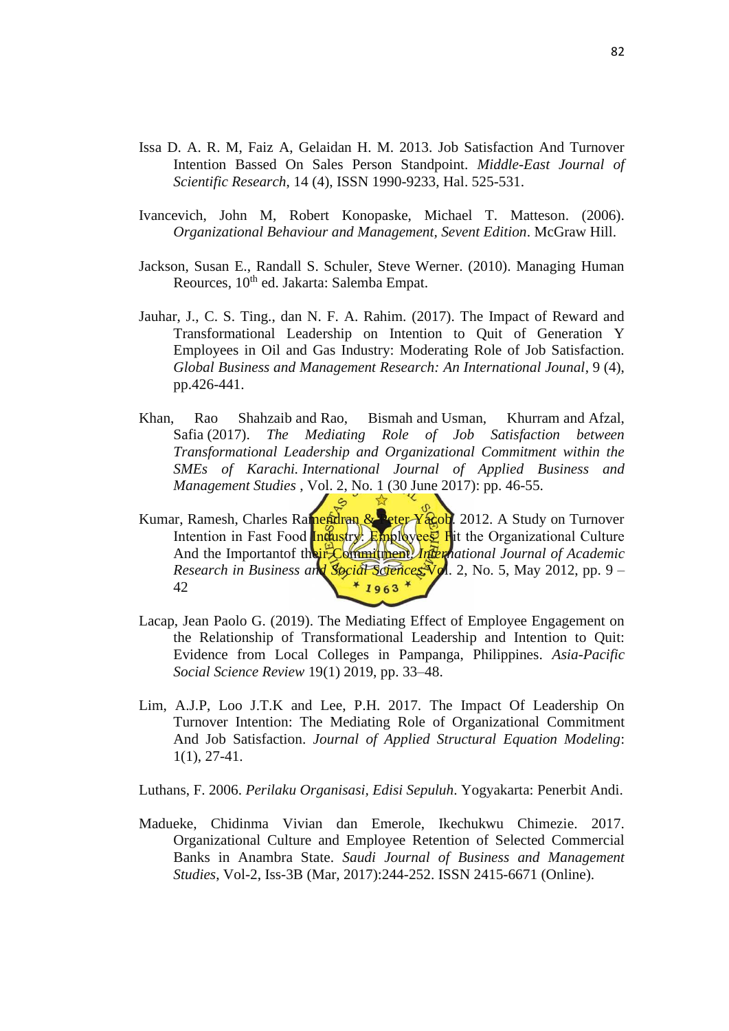Issa D. A. R. M, Faiz A, Gelaidan H. M. 2013. Job Satisfaction And Turnover Intention Bassed On Sales Person Standpoint. *Middle-East Journal of Scientific Research*, 14 (4), ISSN 1990-9233, Hal. 525-531.

Ivancevich, John M, Robert Konopaske, Michael T. Matteson. (2006). *Organizational Behaviour and Management, Sevent Edition*. McGraw Hill.

Jackson, Susan E., Randall S. Schuler, Steve Werner. (2010). Managing Human Reources, 10th ed. Jakarta: Salemba Empat.

Jauhar, J., C. S. Ting., dan N. F. A. Rahim. (2017). The Impact of Reward and Transformational Leadership on Intention to Quit of Generation Y Employees in Oil and Gas Industry: Moderating Role of Job Satisfaction. *Global Business and Management Research: An International Jounal*, 9 (4), pp.426-441.

Khan, Rao Shahzaib and Rao, Bismah and Usman, Khurram and Afzal, Safia (2017). *The Mediating Role of Job Satisfaction between Transformational Leadership and Organizational Commitment within the SMEs of Karachi. International Journal of Applied Business and Management Studies* , Vol. 2, No. 1 (30 June 2017): pp. 46-55.

Kumar, Ramesh, Charles Ramendran & Peter Yacob. 2012. A Study on Turnover Intention in Fast Food Industry: Employees' Fit the Organizational Culture And the Importantof their Commitment. *International Journal of Academic Research in Business and Social Sciences*,Vol. 2, No. 5, May 2012, pp. 9 – 42

Lacap, Jean Paolo G. (2019). The Mediating Effect of Employee Engagement on the Relationship of Transformational Leadership and Intention to Quit: Evidence from Local Colleges in Pampanga, Philippines. *Asia-Pacific Social Science Review* 19(1) 2019, pp. 33–48.

Lim, A.J.P, Loo J.T.K and Lee, P.H. 2017. The Impact Of Leadership On Turnover Intention: The Mediating Role of Organizational Commitment And Job Satisfaction. *Journal of Applied Structural Equation Modeling*: 1(1), 27-41.

Luthans, F. 2006. *Perilaku Organisasi, Edisi Sepuluh*. Yogyakarta: Penerbit Andi.

Madueke, Chidinma Vivian dan Emerole, Ikechukwu Chimezie. 2017. Organizational Culture and Employee Retention of Selected Commercial Banks in Anambra State. *Saudi Journal of Business and Management Studies*, Vol-2, Iss-3B (Mar, 2017):244-252. ISSN 2415-6671 (Online).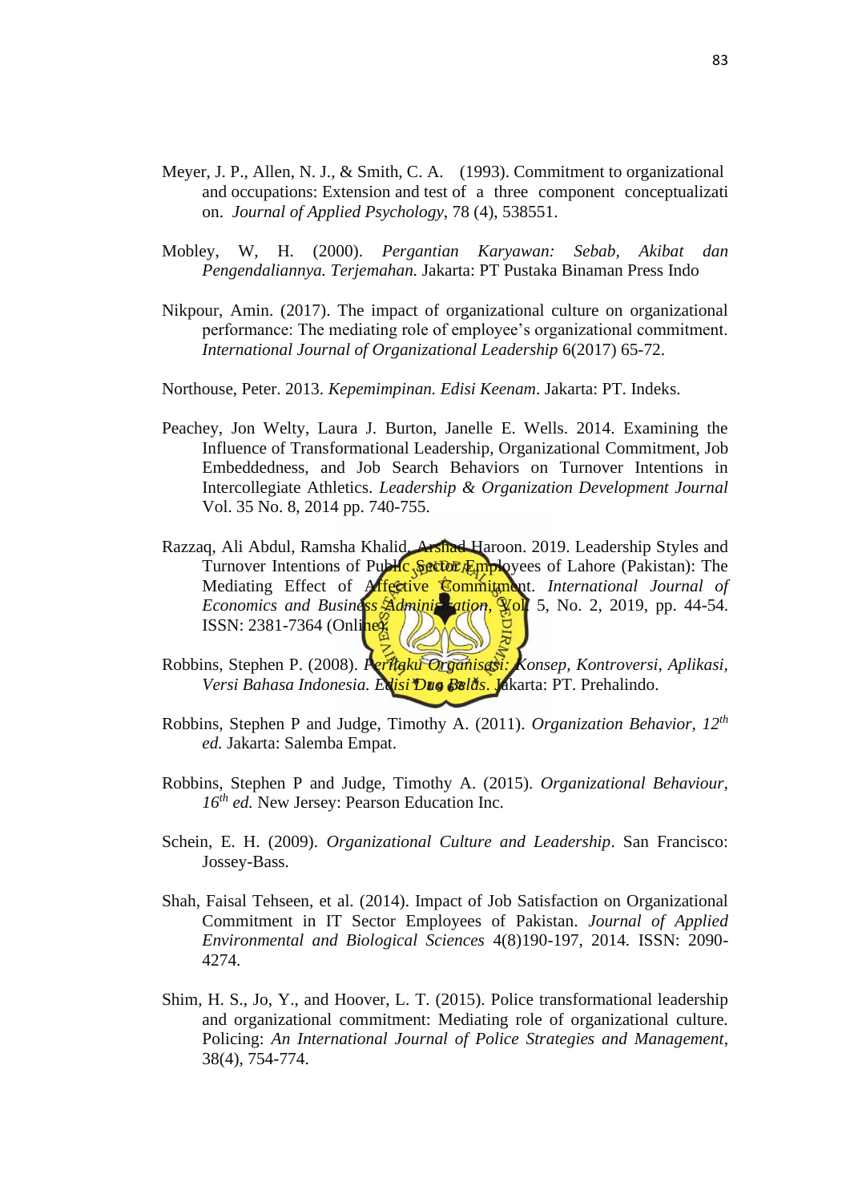Meyer, J. P., Allen, N. J., & Smith, C. A. (1993). Commitment to organizational and occupations: Extension and test of a three component conceptualization. *Journal of Applied Psychology*, 78 (4), 538551.

Mobley, W, H. (2000). *Pergantian Karyawan: Sebab, Akibat dan Pengendaliannya. Terjemahan.* Jakarta: PT Pustaka Binaman Press Indo

Nikpour, Amin. (2017). The impact of organizational culture on organizational performance: The mediating role of employee's organizational commitment. *International Journal of Organizational Leadership* 6(2017) 65-72.

Northouse, Peter. 2013. *Kepemimpinan. Edisi Keenam*. Jakarta: PT. Indeks.

Peachey, Jon Welty, Laura J. Burton, Janelle E. Wells. 2014. Examining the Influence of Transformational Leadership, Organizational Commitment, Job Embeddedness, and Job Search Behaviors on Turnover Intentions in Intercollegiate Athletics. *Leadership & Organization Development Journal* Vol. 35 No. 8, 2014 pp. 740-755.

Razzaq, Ali Abdul, Ramsha Khalid, Arshad Haroon. 2019. Leadership Styles and Turnover Intentions of Public Sector Employees of Lahore (Pakistan): The Mediating Effect of Affective Commitment. *International Journal of Economics and Business Administration*, Vol. 5, No. 2, 2019, pp. 44-54. ISSN: 2381-7364 (Online).

Robbins, Stephen P. (2008). *Perilaku Organisasi: Konsep, Kontroversi, Aplikasi, Versi Bahasa Indonesia. Edisi Dua Belas*. Jakarta: PT. Prehalindo.

Robbins, Stephen P and Judge, Timothy A. (2011). *Organization Behavior, 12th ed.* Jakarta: Salemba Empat.

Robbins, Stephen P and Judge, Timothy A. (2015). *Organizational Behaviour, 16th ed.* New Jersey: Pearson Education Inc.

Schein, E. H. (2009). *Organizational Culture and Leadership*. San Francisco: Jossey-Bass.

Shah, Faisal Tehseen, et al. (2014). Impact of Job Satisfaction on Organizational Commitment in IT Sector Employees of Pakistan. *Journal of Applied Environmental and Biological Sciences* 4(8)190-197, 2014. ISSN: 2090-4274.

Shim, H. S., Jo, Y., and Hoover, L. T. (2015). Police transformational leadership and organizational commitment: Mediating role of organizational culture. Policing: *An International Journal of Police Strategies and Management*, 38(4), 754-774.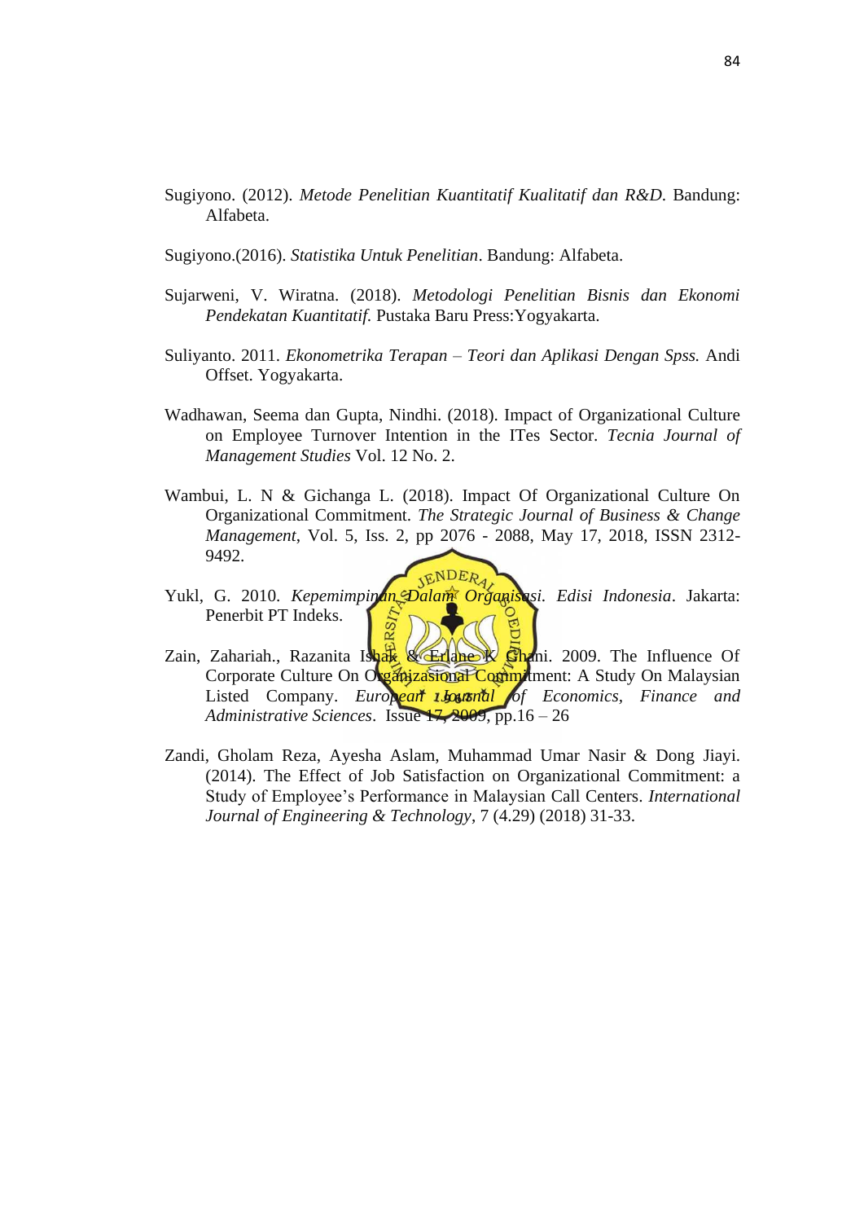Sugiyono. (2012). *Metode Penelitian Kuantitatif Kualitatif dan R&D*. Bandung: Alfabeta.

Sugiyono.(2016). *Statistika Untuk Penelitian*. Bandung: Alfabeta.

Sujarweni, V. Wiratna. (2018). *Metodologi Penelitian Bisnis dan Ekonomi Pendekatan Kuantitatif.* Pustaka Baru Press:Yogyakarta.

Suliyanto. 2011. *Ekonometrika Terapan – Teori dan Aplikasi Dengan Spss.* Andi Offset. Yogyakarta.

Wadhawan, Seema dan Gupta, Nindhi. (2018). Impact of Organizational Culture on Employee Turnover Intention in the ITes Sector. *Tecnia Journal of Management Studies* Vol. 12 No. 2.

Wambui, L. N & Gichanga L. (2018). Impact Of Organizational Culture On Organizational Commitment. *The Strategic Journal of Business & Change Management*, Vol. 5, Iss. 2, pp 2076 - 2088, May 17, 2018, ISSN 2312-9492.

Yukl, G. 2010. *Kepemimpinan Dalam Organisasi. Edisi Indonesia*. Jakarta: Penerbit PT Indeks.

Zain, Zahariah., Razanita Ishak & Erlane K Ghani. 2009. The Influence Of Corporate Culture On Organizasional Commitment: A Study On Malaysian Listed Company. *European Journal of Economics, Finance and Administrative Sciences*. Issue 17, 2009, pp.16 – 26

Zandi, Gholam Reza, Ayesha Aslam, Muhammad Umar Nasir & Dong Jiayi. (2014). The Effect of Job Satisfaction on Organizational Commitment: a Study of Employee's Performance in Malaysian Call Centers. *International Journal of Engineering & Technology*, 7 (4.29) (2018) 31-33.